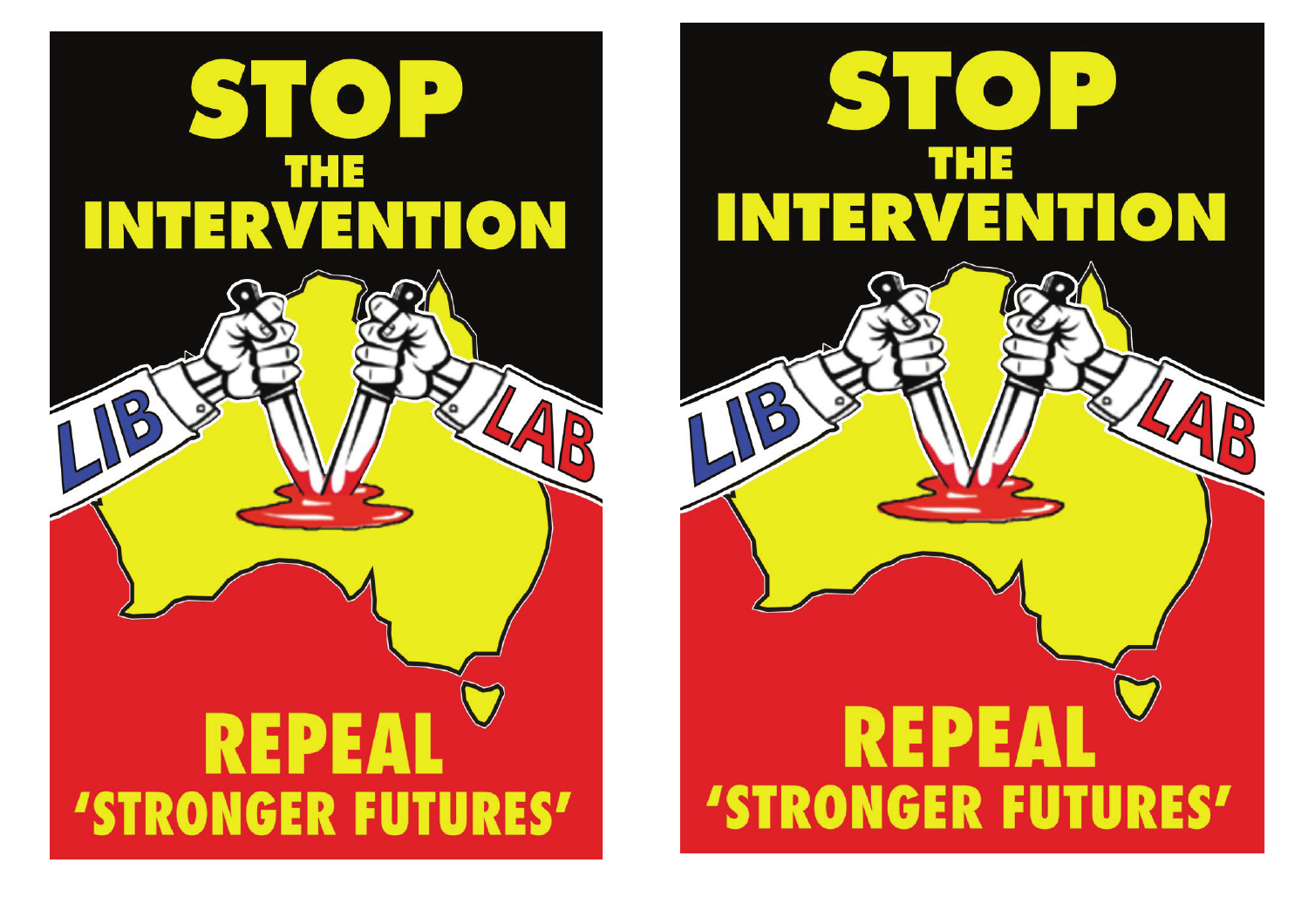# STOP THE INTERVENTION

LIB

LAB

# REPEAL 'STRONGER FUTURES'

# STOP THE INTERVENTION

LIB

LAB

# REPEAL 'STRONGER FUTURES'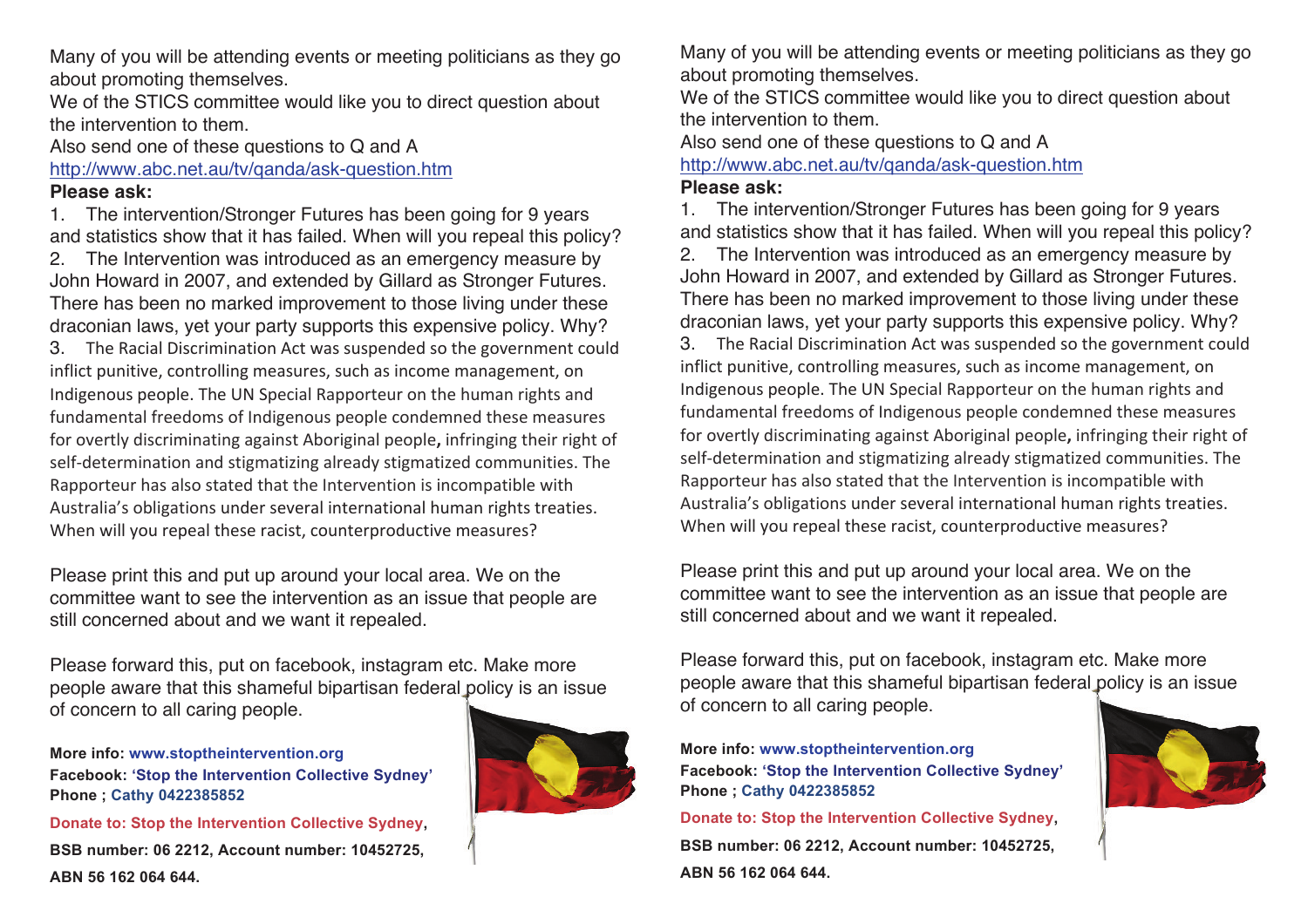Many of you will be attending events or meeting politicians as they go about promoting themselves.

We of the STICS committee would like you to direct question about the intervention to them.

Also send one of these questions to Q and A
http://www.abc.net.au/tv/qanda/ask-question.htm

**Please ask:**

1. The intervention/Stronger Futures has been going for 9 years and statistics show that it has failed. When will you repeal this policy?
2. The Intervention was introduced as an emergency measure by John Howard in 2007, and extended by Gillard as Stronger Futures. There has been no marked improvement to those living under these draconian laws, yet your party supports this expensive policy. Why?
3. The Racial Discrimination Act was suspended so the government could inflict punitive, controlling measures, such as income management, on Indigenous people. The UN Special Rapporteur on the human rights and fundamental freedoms of Indigenous people condemned these measures for overtly discriminating against Aboriginal people**,** infringing their right of self-determination and stigmatizing already stigmatized communities. The Rapporteur has also stated that the Intervention is incompatible with Australia's obligations under several international human rights treaties. When will you repeal these racist, counterproductive measures?

Please print this and put up around your local area. We on the committee want to see the intervention as an issue that people are still concerned about and we want it repealed.

Please forward this, put on facebook, instagram etc. Make more people aware that this shameful bipartisan federal policy is an issue of concern to all caring people.

**More info: www.stoptheintervention.org**
**Facebook: 'Stop the Intervention Collective Sydney'**
**Phone ; Cathy 0422385852**

**Donate to: Stop the Intervention Collective Sydney,**
**BSB number: 06 2212, Account number: 10452725,**
**ABN 56 162 064 644.**